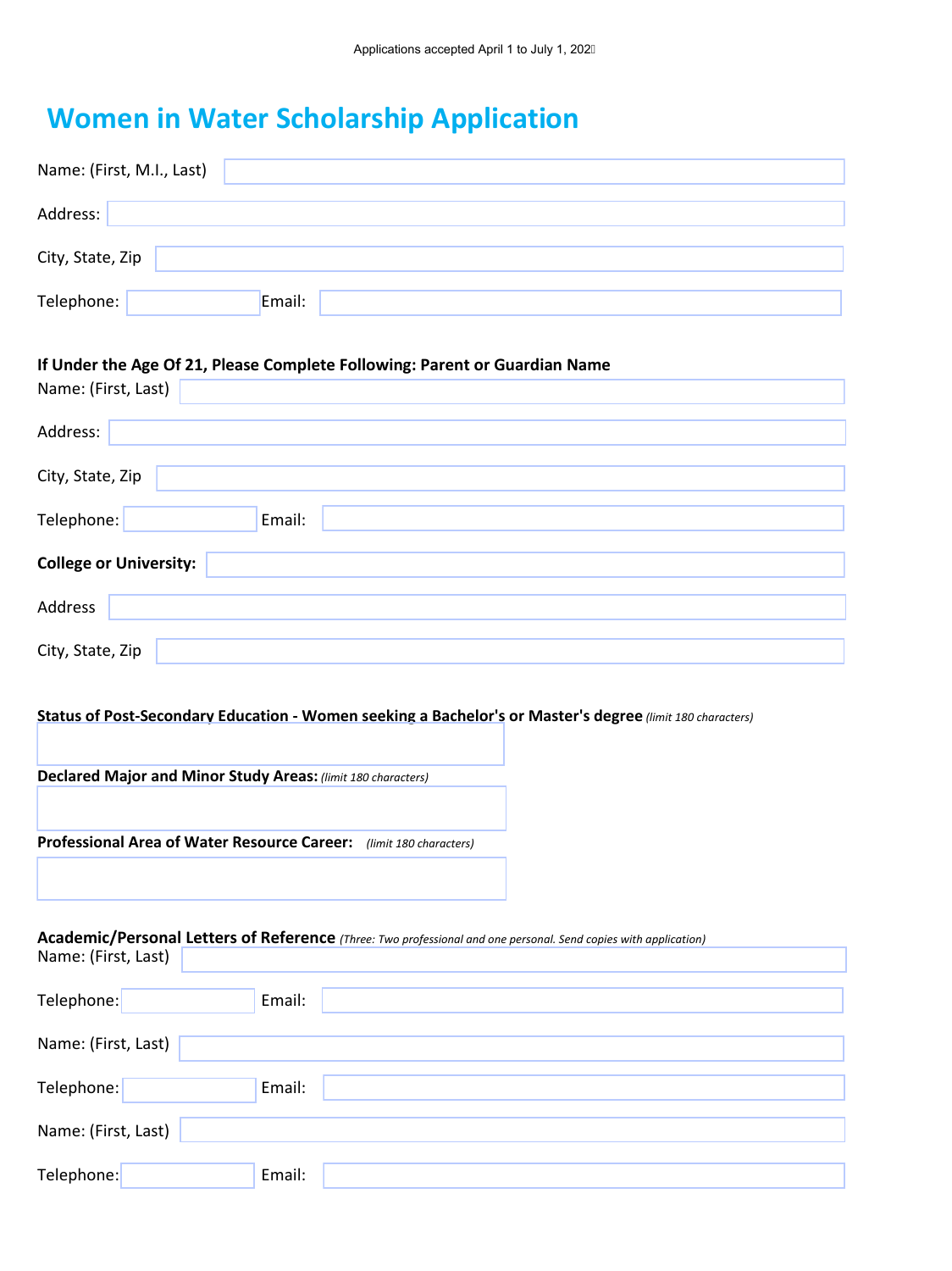Applications accepted April 1 to July 1, 202

# Women in Water Scholarship Application

Name: (First, M.I., Last)

Address:

City, State, Zip

Telephone: Email:

**If Under the Age Of 21, Please Complete Following: Parent or Guardian Name**

Name: (First, Last)

Address:

City, State, Zip

Telephone: Email:

**College or University:**

Address

City, State, Zip

**Status of Post-Secondary Education - Women seeking a Bachelor's or Master's degree** *(limit 180 characters)*

**Declared Major and Minor Study Areas:** *(limit 180 characters)*

**Professional Area of Water Resource Career:** *(limit 180 characters)*

**Academic/Personal Letters of Reference** *(Three: Two professional and one personal. Send copies with application)*

Name: (First, Last)

Telephone: Email:

Name: (First, Last)

Telephone: Email:

Name: (First, Last)

Telephone: Email: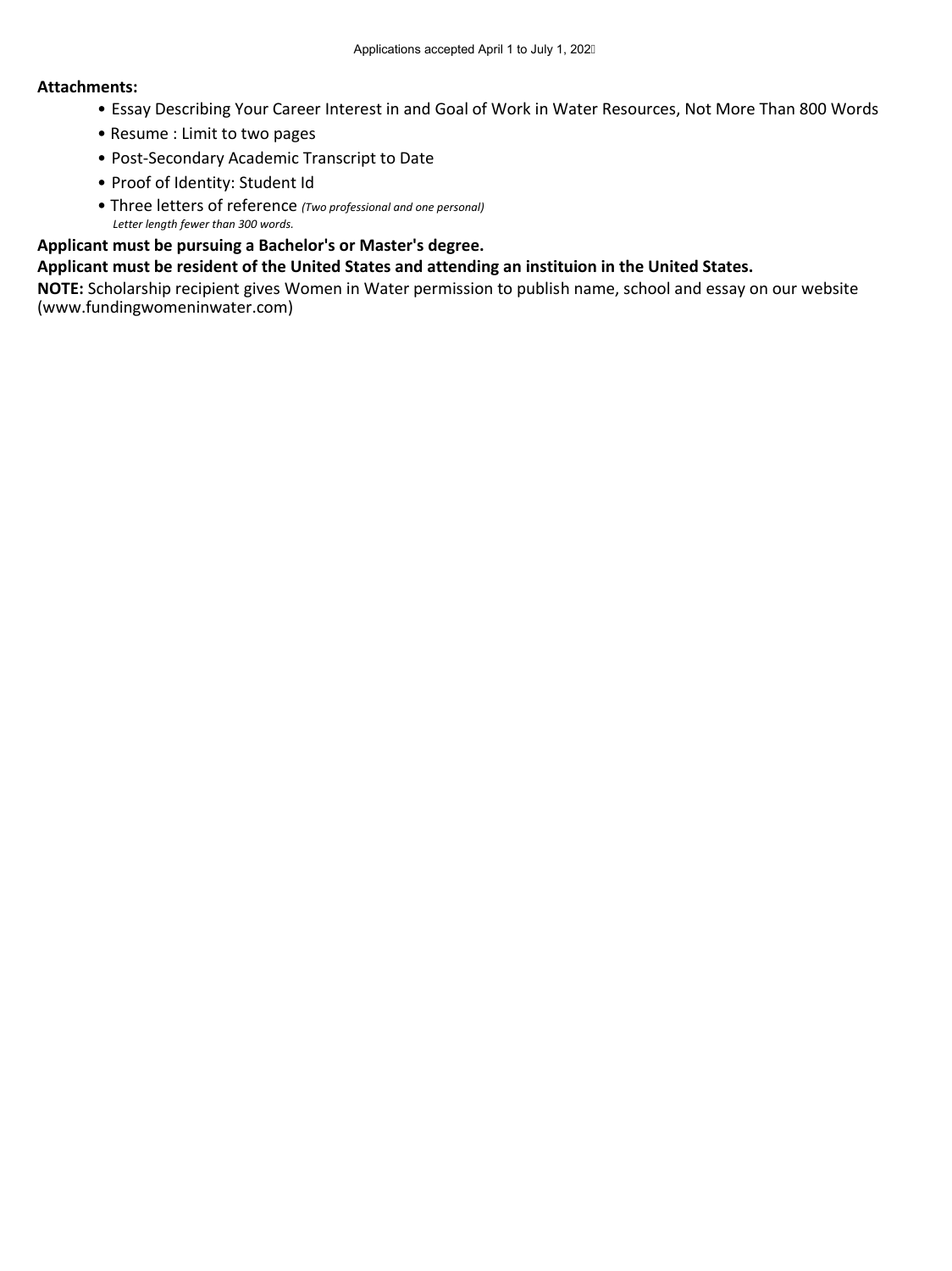**Attachments:**

- Essay Describing Your Career Interest in and Goal of Work in Water Resources, Not More Than 800 Words
- Resume : Limit to two pages
- Post-Secondary Academic Transcript to Date
- Proof of Identity: Student Id
- Three letters of reference *(Two professional and one personal)*
  *Letter length fewer than 300 words.*

**Applicant must be pursuing a Bachelor's or Master's degree.**

**Applicant must be resident of the United States and attending an instituion in the United States.**

**NOTE:** Scholarship recipient gives Women in Water permission to publish name, school and essay on our website (www.fundingwomeninwater.com)